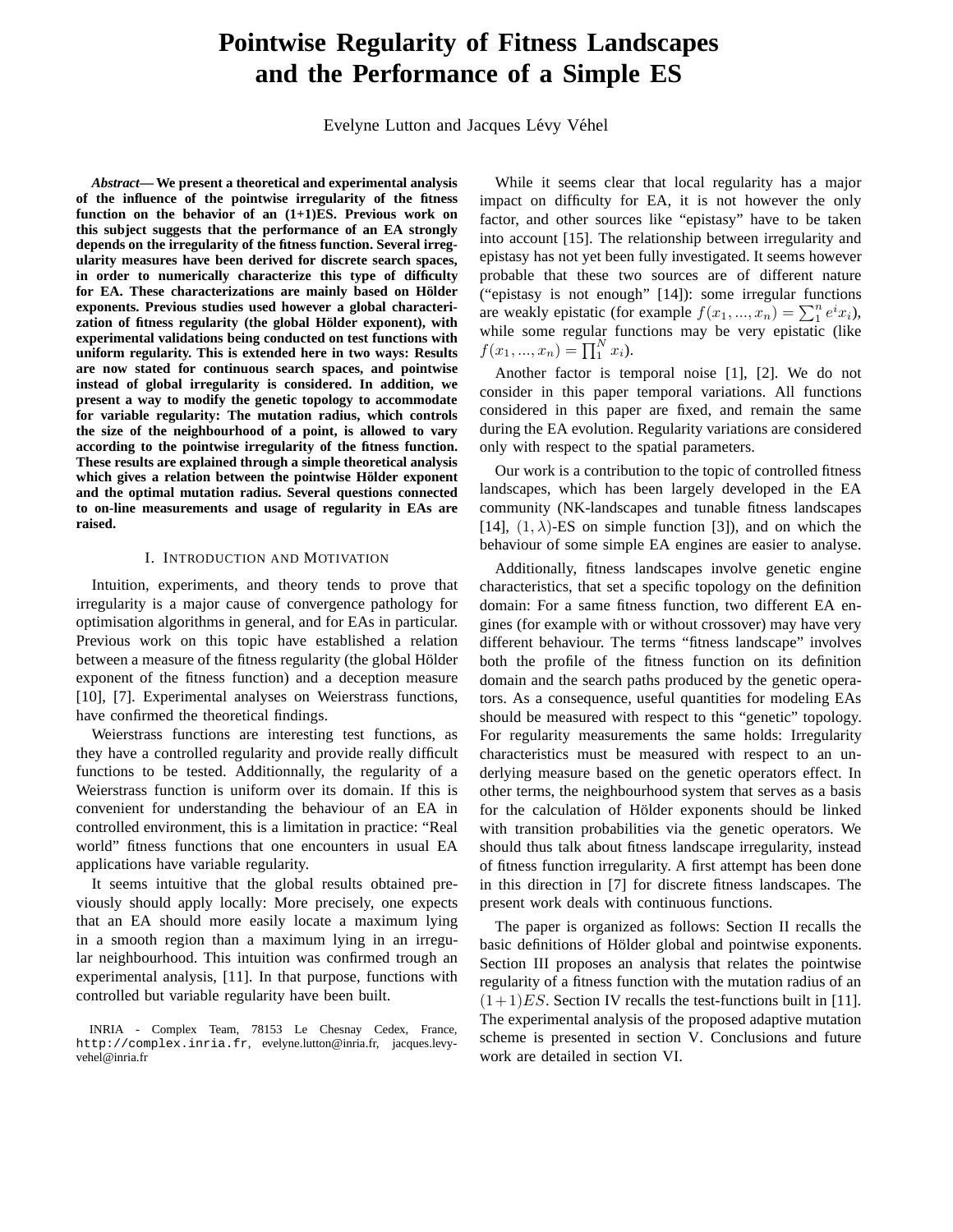# Pointwise Regularity of Fitness Landscapes and the Performance of a Simple ES

Evelyne Lutton and Jacques Lévy Véhel

***Abstract*— We present a theoretical and experimental analysis of the influence of the pointwise irregularity of the fitness function on the behavior of an (1+1)ES. Previous work on this subject suggests that the performance of an EA strongly depends on the irregularity of the fitness function. Several irregularity measures have been derived for discrete search spaces, in order to numerically characterize this type of difficulty for EA. These characterizations are mainly based on Hölder exponents. Previous studies used however a global characterization of fitness regularity (the global Hölder exponent), with experimental validations being conducted on test functions with uniform regularity. This is extended here in two ways: Results are now stated for continuous search spaces, and pointwise instead of global irregularity is considered. In addition, we present a way to modify the genetic topology to accommodate for variable regularity: The mutation radius, which controls the size of the neighbourhood of a point, is allowed to vary according to the pointwise irregularity of the fitness function. These results are explained through a simple theoretical analysis which gives a relation between the pointwise Hölder exponent and the optimal mutation radius. Several questions connected to on-line measurements and usage of regularity in EAs are raised.**

## I. Introduction and Motivation

Intuition, experiments, and theory tends to prove that irregularity is a major cause of convergence pathology for optimisation algorithms in general, and for EAs in particular. Previous work on this topic have established a relation between a measure of the fitness regularity (the global Hölder exponent of the fitness function) and a deception measure [10], [7]. Experimental analyses on Weierstrass functions, have confirmed the theoretical findings.

Weierstrass functions are interesting test functions, as they have a controlled regularity and provide really difficult functions to be tested. Additionnally, the regularity of a Weierstrass function is uniform over its domain. If this is convenient for understanding the behaviour of an EA in controlled environment, this is a limitation in practice: "Real world" fitness functions that one encounters in usual EA applications have variable regularity.

It seems intuitive that the global results obtained previously should apply locally: More precisely, one expects that an EA should more easily locate a maximum lying in a smooth region than a maximum lying in an irregular neighbourhood. This intuition was confirmed trough an experimental analysis, [11]. In that purpose, functions with controlled but variable regularity have been built.

While it seems clear that local regularity has a major impact on difficulty for EA, it is not however the only factor, and other sources like "epistasy" have to be taken into account [15]. The relationship between irregularity and epistasy has not yet been fully investigated. It seems however probable that these two sources are of different nature ("epistasy is not enough" [14]): some irregular functions are weakly epistatic (for example $f(x_1, ..., x_n) = \sum_1^n e^i x_i$), while some regular functions may be very epistatic (like $f(x_1, ..., x_n) = \prod_1^N x_i$).

Another factor is temporal noise [1], [2]. We do not consider in this paper temporal variations. All functions considered in this paper are fixed, and remain the same during the EA evolution. Regularity variations are considered only with respect to the spatial parameters.

Our work is a contribution to the topic of controlled fitness landscapes, which has been largely developed in the EA community (NK-landscapes and tunable fitness landscapes [14], $(1, \lambda)$-ES on simple function [3]), and on which the behaviour of some simple EA engines are easier to analyse.

Additionally, fitness landscapes involve genetic engine characteristics, that set a specific topology on the definition domain: For a same fitness function, two different EA engines (for example with or without crossover) may have very different behaviour. The terms "fitness landscape" involves both the profile of the fitness function on its definition domain and the search paths produced by the genetic operators. As a consequence, useful quantities for modeling EAs should be measured with respect to this "genetic" topology. For regularity measurements the same holds: Irregularity characteristics must be measured with respect to an underlying measure based on the genetic operators effect. In other terms, the neighbourhood system that serves as a basis for the calculation of Hölder exponents should be linked with transition probabilities via the genetic operators. We should thus talk about fitness landscape irregularity, instead of fitness function irregularity. A first attempt has been done in this direction in [7] for discrete fitness landscapes. The present work deals with continuous functions.

The paper is organized as follows: Section II recalls the basic definitions of Hölder global and pointwise exponents. Section III proposes an analysis that relates the pointwise regularity of a fitness function with the mutation radius of an $(1+1)ES$. Section IV recalls the test-functions built in [11]. The experimental analysis of the proposed adaptive mutation scheme is presented in section V. Conclusions and future work are detailed in section VI.

INRIA - Complex Team, 78153 Le Chesnay Cedex, France, http://complex.inria.fr, evelyne.lutton@inria.fr, jacques.levy-vehel@inria.fr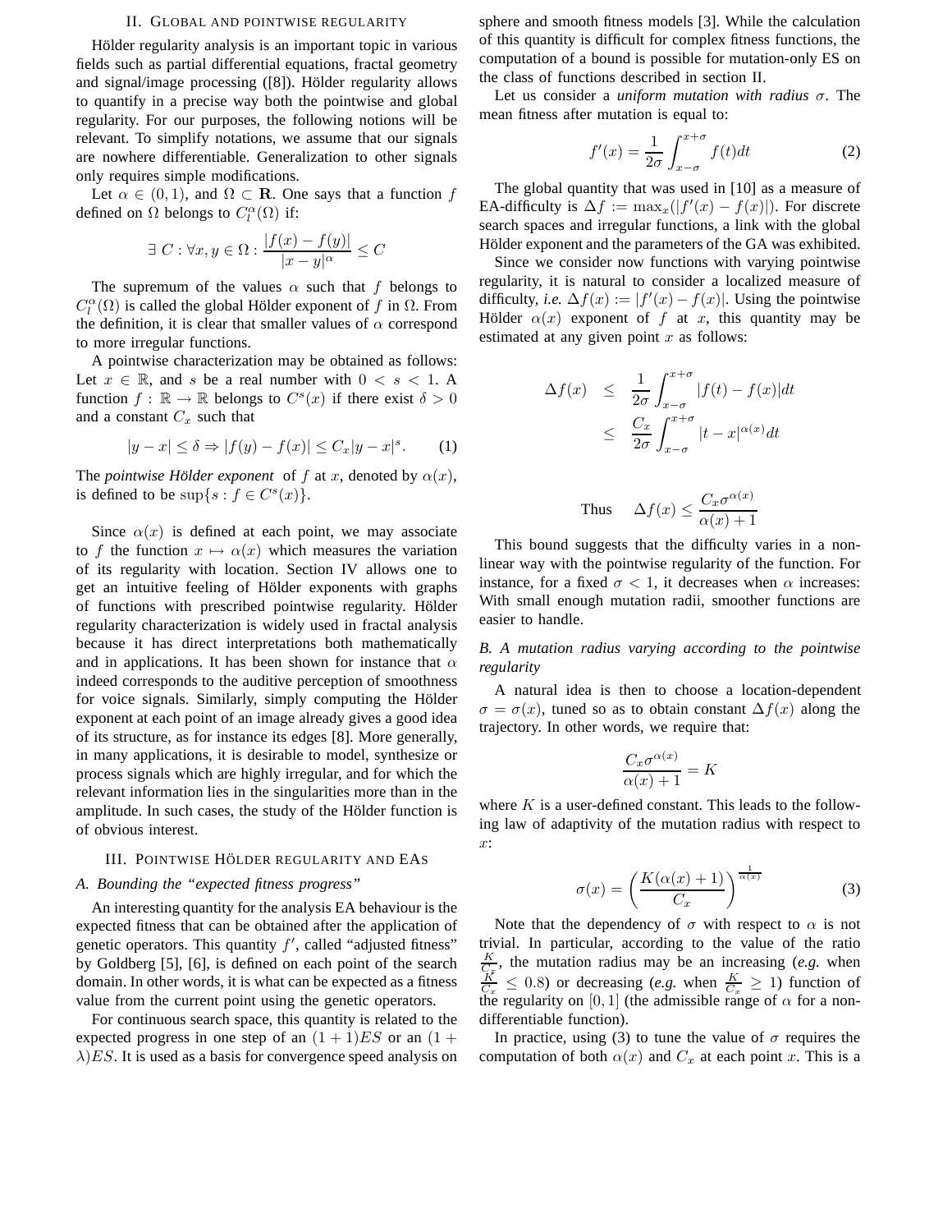## II. Global and pointwise regularity

Hölder regularity analysis is an important topic in various fields such as partial differential equations, fractal geometry and signal/image processing ([8]). Hölder regularity allows to quantify in a precise way both the pointwise and global regularity. For our purposes, the following notions will be relevant. To simplify notations, we assume that our signals are nowhere differentiable. Generalization to other signals only requires simple modifications.

Let $\alpha \in (0,1)$, and $\Omega \subset \mathbf{R}$. One says that a function $f$ defined on $\Omega$ belongs to $C_l^\alpha(\Omega)$ if:

$$\exists\ C : \forall x, y \in \Omega : \frac{|f(x) - f(y)|}{|x - y|^\alpha} \leq C$$

The supremum of the values $\alpha$ such that $f$ belongs to $C_l^\alpha(\Omega)$ is called the global Hölder exponent of $f$ in $\Omega$. From the definition, it is clear that smaller values of $\alpha$ correspond to more irregular functions.

A pointwise characterization may be obtained as follows: Let $x \in \mathbb{R}$, and $s$ be a real number with $0 < s < 1$. A function $f : \mathbb{R} \to \mathbb{R}$ belongs to $C^s(x)$ if there exist $\delta > 0$ and a constant $C_x$ such that

$$|y - x| \leq \delta \Rightarrow |f(y) - f(x)| \leq C_x |y - x|^s. \tag{1}$$

The *pointwise Hölder exponent* of $f$ at $x$, denoted by $\alpha(x)$, is defined to be $\sup\{s : f \in C^s(x)\}$.

Since $\alpha(x)$ is defined at each point, we may associate to $f$ the function $x \mapsto \alpha(x)$ which measures the variation of its regularity with location. Section IV allows one to get an intuitive feeling of Hölder exponents with graphs of functions with prescribed pointwise regularity. Hölder regularity characterization is widely used in fractal analysis because it has direct interpretations both mathematically and in applications. It has been shown for instance that $\alpha$ indeed corresponds to the auditive perception of smoothness for voice signals. Similarly, simply computing the Hölder exponent at each point of an image already gives a good idea of its structure, as for instance its edges [8]. More generally, in many applications, it is desirable to model, synthesize or process signals which are highly irregular, and for which the relevant information lies in the singularities more than in the amplitude. In such cases, the study of the Hölder function is of obvious interest.

## III. Pointwise Hölder regularity and EAs

### A. Bounding the "expected fitness progress"

An interesting quantity for the analysis EA behaviour is the expected fitness that can be obtained after the application of genetic operators. This quantity $f'$, called "adjusted fitness" by Goldberg [5], [6], is defined on each point of the search domain. In other words, it is what can be expected as a fitness value from the current point using the genetic operators.

For continuous search space, this quantity is related to the expected progress in one step of an $(1+1)ES$ or an $(1+\lambda)ES$. It is used as a basis for convergence speed analysis on sphere and smooth fitness models [3]. While the calculation of this quantity is difficult for complex fitness functions, the computation of a bound is possible for mutation-only ES on the class of functions described in section II.

Let us consider a *uniform mutation with radius* $\sigma$. The mean fitness after mutation is equal to:

$$f'(x) = \frac{1}{2\sigma} \int_{x-\sigma}^{x+\sigma} f(t) dt \tag{2}$$

The global quantity that was used in [10] as a measure of EA-difficulty is $\Delta f := \max_x(|f'(x) - f(x)|)$. For discrete search spaces and irregular functions, a link with the global Hölder exponent and the parameters of the GA was exhibited.

Since we consider now functions with varying pointwise regularity, it is natural to consider a localized measure of difficulty, *i.e.* $\Delta f(x) := |f'(x) - f(x)|$. Using the pointwise Hölder $\alpha(x)$ exponent of $f$ at $x$, this quantity may be estimated at any given point $x$ as follows:

$$\begin{aligned} \Delta f(x) &\leq \frac{1}{2\sigma} \int_{x-\sigma}^{x+\sigma} |f(t) - f(x)| dt \\ &\leq \frac{C_x}{2\sigma} \int_{x-\sigma}^{x+\sigma} |t - x|^{\alpha(x)} dt \end{aligned}$$

$$\text{Thus} \quad \Delta f(x) \leq \frac{C_x \sigma^{\alpha(x)}}{\alpha(x) + 1}$$

This bound suggests that the difficulty varies in a non-linear way with the pointwise regularity of the function. For instance, for a fixed $\sigma < 1$, it decreases when $\alpha$ increases: With small enough mutation radii, smoother functions are easier to handle.

### B. A mutation radius varying according to the pointwise regularity

A natural idea is then to choose a location-dependent $\sigma = \sigma(x)$, tuned so as to obtain constant $\Delta f(x)$ along the trajectory. In other words, we require that:

$$\frac{C_x \sigma^{\alpha(x)}}{\alpha(x) + 1} = K$$

where $K$ is a user-defined constant. This leads to the following law of adaptivity of the mutation radius with respect to $x$:

$$\sigma(x) = \left( \frac{K(\alpha(x) + 1)}{C_x} \right)^{\frac{1}{\alpha(x)}} \tag{3}$$

Note that the dependency of $\sigma$ with respect to $\alpha$ is not trivial. In particular, according to the value of the ratio $\frac{K}{C_x}$, the mutation radius may be an increasing (*e.g.* when $\frac{K}{C_x} \leq 0.8$) or decreasing (*e.g.* when $\frac{K}{C_x} \geq 1$) function of the regularity on $[0,1]$ (the admissible range of $\alpha$ for a non-differentiable function).

In practice, using (3) to tune the value of $\sigma$ requires the computation of both $\alpha(x)$ and $C_x$ at each point $x$. This is a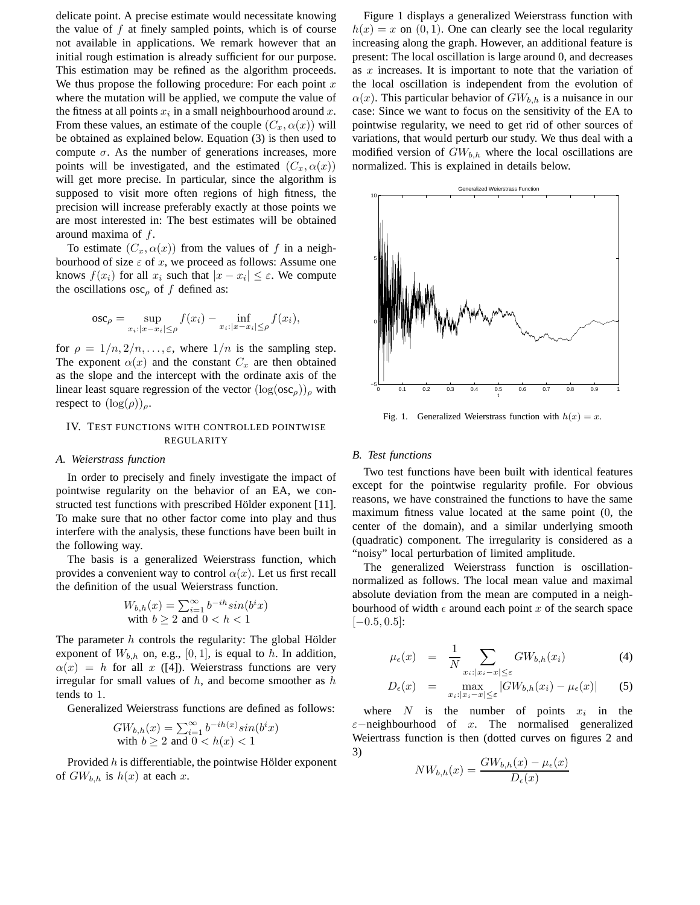delicate point. A precise estimate would necessitate knowing the value of $f$ at finely sampled points, which is of course not available in applications. We remark however that an initial rough estimation is already sufficient for our purpose. This estimation may be refined as the algorithm proceeds. We thus propose the following procedure: For each point $x$ where the mutation will be applied, we compute the value of the fitness at all points $x_i$ in a small neighbourhood around $x$. From these values, an estimate of the couple $(C_x, \alpha(x))$ will be obtained as explained below. Equation (3) is then used to compute $\sigma$. As the number of generations increases, more points will be investigated, and the estimated $(C_x, \alpha(x))$ will get more precise. In particular, since the algorithm is supposed to visit more often regions of high fitness, the precision will increase preferably exactly at those points we are most interested in: The best estimates will be obtained around maxima of $f$.

To estimate $(C_x, \alpha(x))$ from the values of $f$ in a neighbourhood of size $\varepsilon$ of $x$, we proceed as follows: Assume one knows $f(x_i)$ for all $x_i$ such that $|x - x_i| \leq \varepsilon$. We compute the oscillations $\text{osc}_\rho$ of $f$ defined as:

$$\text{osc}_\rho = \sup_{x_i : |x - x_i| \leq \rho} f(x_i) - \inf_{x_i : |x - x_i| \leq \rho} f(x_i),$$

for $\rho = 1/n, 2/n, \ldots, \varepsilon$, where $1/n$ is the sampling step. The exponent $\alpha(x)$ and the constant $C_x$ are then obtained as the slope and the intercept with the ordinate axis of the linear least square regression of the vector $(\log(\text{osc}_\rho))_\rho$ with respect to $(\log(\rho))_\rho$.

## IV. Test functions with controlled pointwise regularity

### A. Weierstrass function

In order to precisely and finely investigate the impact of pointwise regularity on the behavior of an EA, we constructed test functions with prescribed Hölder exponent [11]. To make sure that no other factor come into play and thus interfere with the analysis, these functions have been built in the following way.

The basis is a generalized Weierstrass function, which provides a convenient way to control $\alpha(x)$. Let us first recall the definition of the usual Weierstrass function.

$$W_{b,h}(x) = \sum_{i=1}^{\infty} b^{-ih} sin(b^i x)$$
$$\text{with } b \geq 2 \text{ and } 0 < h < 1$$

The parameter $h$ controls the regularity: The global Hölder exponent of $W_{b,h}$ on, e.g., $[0,1]$, is equal to $h$. In addition, $\alpha(x) = h$ for all $x$ ([4]). Weierstrass functions are very irregular for small values of $h$, and become smoother as $h$ tends to 1.

Generalized Weierstrass functions are defined as follows:

$$GW_{b,h}(x) = \sum_{i=1}^{\infty} b^{-ih(x)} sin(b^i x)$$
$$\text{with } b \geq 2 \text{ and } 0 < h(x) < 1$$

Provided $h$ is differentiable, the pointwise Hölder exponent of $GW_{b,h}$ is $h(x)$ at each $x$.

Figure 1 displays a generalized Weierstrass function with $h(x) = x$ on $(0, 1)$. One can clearly see the local regularity increasing along the graph. However, an additional feature is present: The local oscillation is large around 0, and decreases as $x$ increases. It is important to note that the variation of the local oscillation is independent from the evolution of $\alpha(x)$. This particular behavior of $GW_{b,h}$ is a nuisance in our case: Since we want to focus on the sensitivity of the EA to pointwise regularity, we need to get rid of other sources of variations, that would perturb our study. We thus deal with a modified version of $GW_{b,h}$ where the local oscillations are normalized. This is explained in details below.

Fig. 1. Generalized Weierstrass function with $h(x) = x$.

### B. Test functions

Two test functions have been built with identical features except for the pointwise regularity profile. For obvious reasons, we have constrained the functions to have the same maximum fitness value located at the same point (0, the center of the domain), and a similar underlying smooth (quadratic) component. The irregularity is considered as a "noisy" local perturbation of limited amplitude.

The generalized Weierstrass function is oscillation-normalized as follows. The local mean value and maximal absolute deviation from the mean are computed in a neighbourhood of width $\epsilon$ around each point $x$ of the search space $[-0.5, 0.5]$:

$$\mu_\epsilon(x) = \frac{1}{N} \sum_{x_i : |x_i - x| \leq \varepsilon} GW_{b,h}(x_i) \tag{4}$$

$$D_\epsilon(x) = \max_{x_i : |x_i - x| \leq \varepsilon} |GW_{b,h}(x_i) - \mu_\epsilon(x)| \tag{5}$$

where $N$ is the number of points $x_i$ in the $\varepsilon$−neighbourhood of $x$. The normalised generalized Weiertrass function is then (dotted curves on figures 2 and 3)

$$NW_{b,h}(x) = \frac{GW_{b,h}(x) - \mu_\epsilon(x)}{D_\epsilon(x)}$$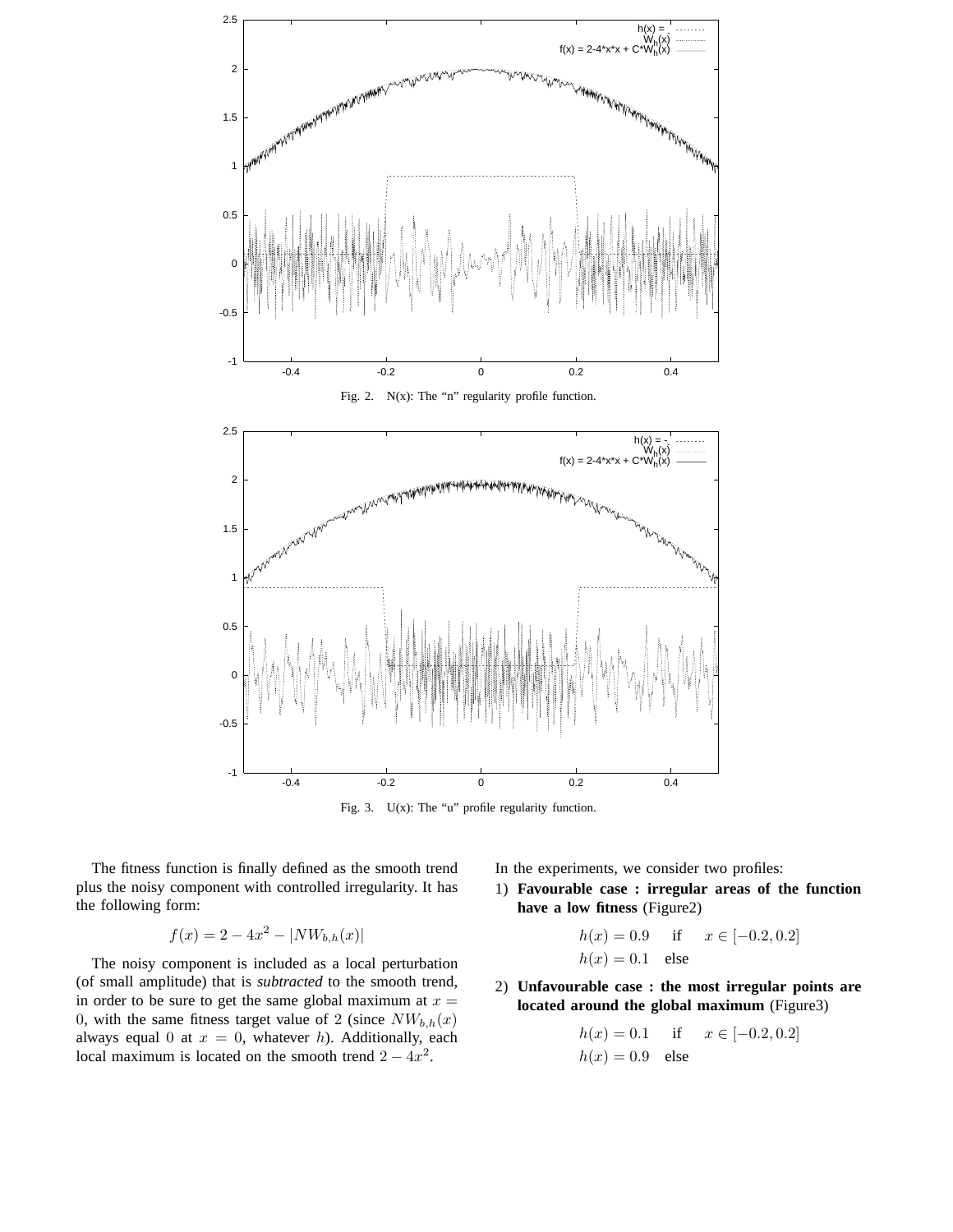Fig. 2. N(x): The “n” regularity profile function.

Fig. 3. U(x): The “u” profile regularity function.

The fitness function is finally defined as the smooth trend plus the noisy component with controlled irregularity. It has the following form:

$$f(x) = 2 - 4x^2 - |NW_{b,h}(x)|$$

The noisy component is included as a local perturbation (of small amplitude) that is *subtracted* to the smooth trend, in order to be sure to get the same global maximum at $x = 0$, with the same fitness target value of 2 (since $NW_{b,h}(x)$ always equal 0 at $x = 0$, whatever $h$). Additionally, each local maximum is located on the smooth trend $2 - 4x^2$.

In the experiments, we consider two profiles:

1) **Favourable case : irregular areas of the function have a low fitness** (Figure2)

$$\begin{aligned} h(x) &= 0.9 \quad \text{if} \quad x \in [-0.2, 0.2] \\ h(x) &= 0.1 \quad \text{else} \end{aligned}$$

2) **Unfavourable case : the most irregular points are located around the global maximum** (Figure3)

$$\begin{aligned} h(x) &= 0.1 \quad \text{if} \quad x \in [-0.2, 0.2] \\ h(x) &= 0.9 \quad \text{else} \end{aligned}$$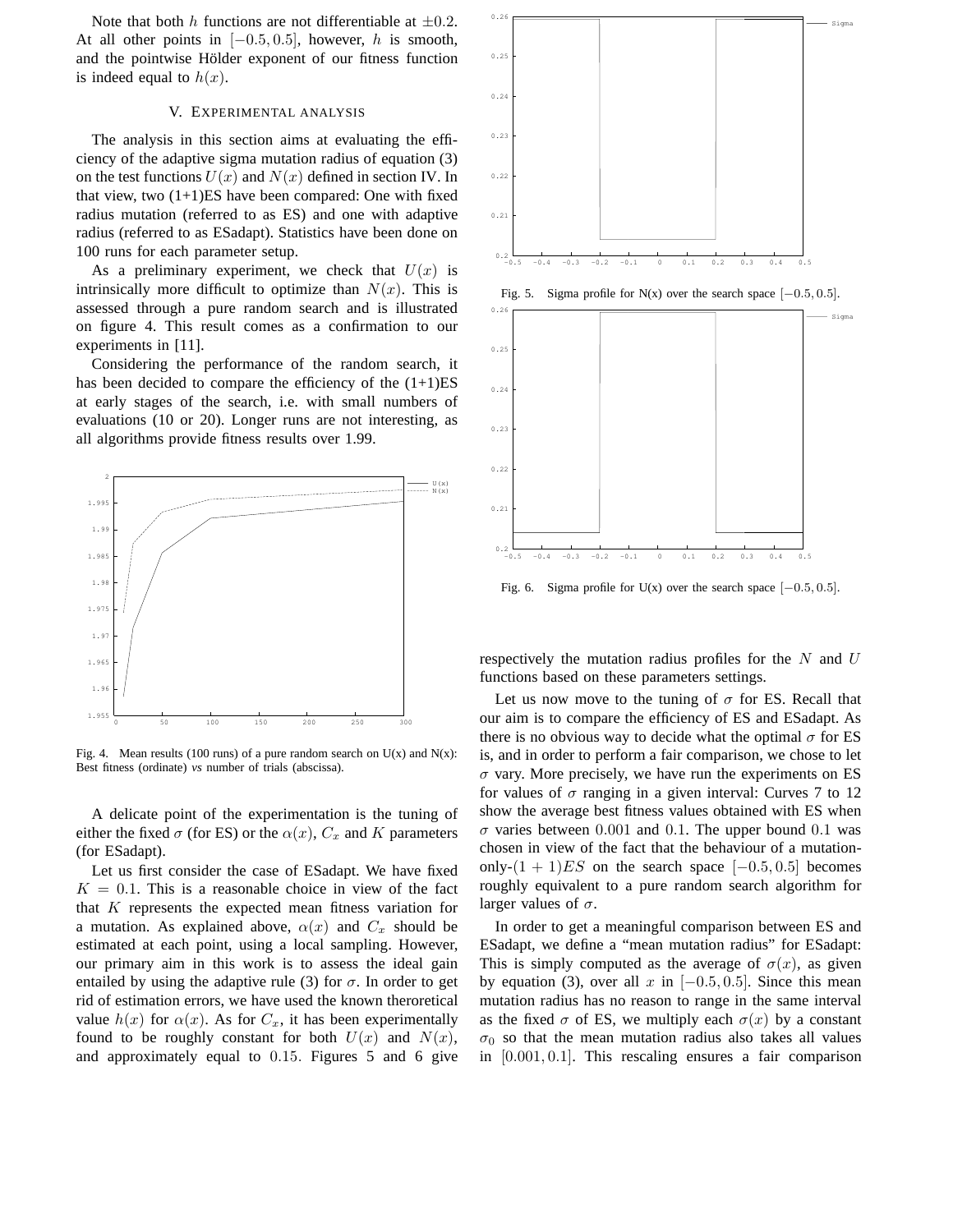Note that both $h$ functions are not differentiable at $\pm 0.2$. At all other points in $[-0.5, 0.5]$, however, $h$ is smooth, and the pointwise Hölder exponent of our fitness function is indeed equal to $h(x)$.

## V. Experimental analysis

The analysis in this section aims at evaluating the efficiency of the adaptive sigma mutation radius of equation (3) on the test functions $U(x)$ and $N(x)$ defined in section IV. In that view, two (1+1)ES have been compared: One with fixed radius mutation (referred to as ES) and one with adaptive radius (referred to as ESadapt). Statistics have been done on 100 runs for each parameter setup.

As a preliminary experiment, we check that $U(x)$ is intrinsically more difficult to optimize than $N(x)$. This is assessed through a pure random search and is illustrated on figure 4. This result comes as a confirmation to our experiments in [11].

Considering the performance of the random search, it has been decided to compare the efficiency of the (1+1)ES at early stages of the search, i.e. with small numbers of evaluations (10 or 20). Longer runs are not interesting, as all algorithms provide fitness results over 1.99.

Fig. 4. Mean results (100 runs) of a pure random search on U(x) and N(x): Best fitness (ordinate) *vs* number of trials (abscissa).

A delicate point of the experimentation is the tuning of either the fixed $\sigma$ (for ES) or the $\alpha(x)$, $C_x$ and $K$ parameters (for ESadapt).

Let us first consider the case of ESadapt. We have fixed $K = 0.1$. This is a reasonable choice in view of the fact that $K$ represents the expected mean fitness variation for a mutation. As explained above, $\alpha(x)$ and $C_x$ should be estimated at each point, using a local sampling. However, our primary aim in this work is to assess the ideal gain entailed by using the adaptive rule (3) for $\sigma$. In order to get rid of estimation errors, we have used the known theroretical value $h(x)$ for $\alpha(x)$. As for $C_x$, it has been experimentally found to be roughly constant for both $U(x)$ and $N(x)$, and approximately equal to $0.15$. Figures 5 and 6 give respectively the mutation radius profiles for the $N$ and $U$ functions based on these parameters settings.

Fig. 5. Sigma profile for N(x) over the search space $[-0.5, 0.5]$.

Fig. 6. Sigma profile for U(x) over the search space $[-0.5, 0.5]$.

Let us now move to the tuning of $\sigma$ for ES. Recall that our aim is to compare the efficiency of ES and ESadapt. As there is no obvious way to decide what the optimal $\sigma$ for ES is, and in order to perform a fair comparison, we chose to let $\sigma$ vary. More precisely, we have run the experiments on ES for values of $\sigma$ ranging in a given interval: Curves 7 to 12 show the average best fitness values obtained with ES when $\sigma$ varies between $0.001$ and $0.1$. The upper bound $0.1$ was chosen in view of the fact that the behaviour of a mutation-only-$(1+1)ES$ on the search space $[-0.5, 0.5]$ becomes roughly equivalent to a pure random search algorithm for larger values of $\sigma$.

In order to get a meaningful comparison between ES and ESadapt, we define a "mean mutation radius" for ESadapt: This is simply computed as the average of $\sigma(x)$, as given by equation (3), over all $x$ in $[-0.5, 0.5]$. Since this mean mutation radius has no reason to range in the same interval as the fixed $\sigma$ of ES, we multiply each $\sigma(x)$ by a constant $\sigma_0$ so that the mean mutation radius also takes all values in $[0.001, 0.1]$. This rescaling ensures a fair comparison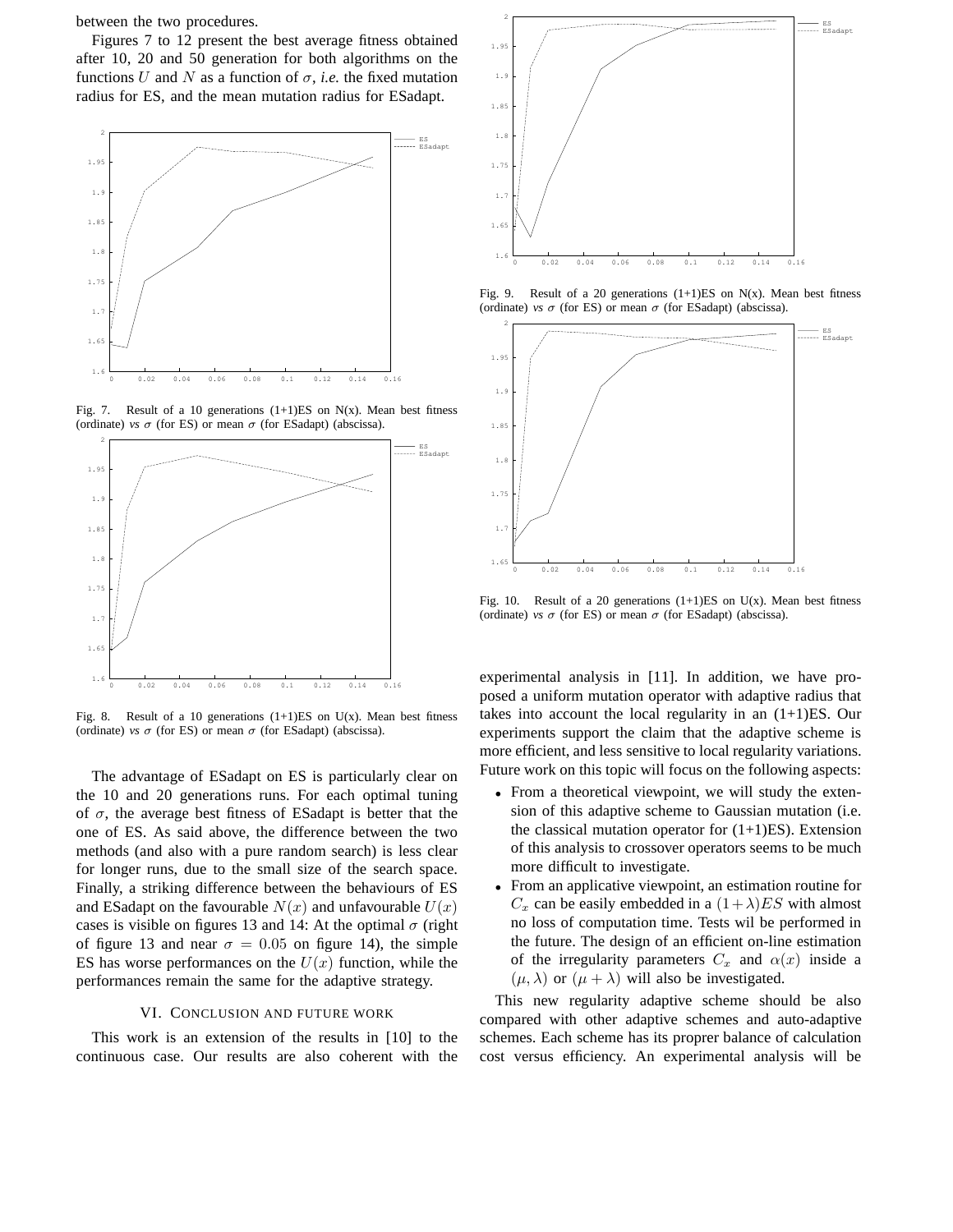between the two procedures.

Figures 7 to 12 present the best average fitness obtained after 10, 20 and 50 generation for both algorithms on the functions $U$ and $N$ as a function of $\sigma$, *i.e.* the fixed mutation radius for ES, and the mean mutation radius for ESadapt.

Fig. 7. Result of a 10 generations (1+1)ES on N(x). Mean best fitness (ordinate) *vs* $\sigma$ (for ES) or mean $\sigma$ (for ESadapt) (abscissa).

Fig. 8. Result of a 10 generations (1+1)ES on U(x). Mean best fitness (ordinate) *vs* $\sigma$ (for ES) or mean $\sigma$ (for ESadapt) (abscissa).

The advantage of ESadapt on ES is particularly clear on the 10 and 20 generations runs. For each optimal tuning of $\sigma$, the average best fitness of ESadapt is better that the one of ES. As said above, the difference between the two methods (and also with a pure random search) is less clear for longer runs, due to the small size of the search space. Finally, a striking difference between the behaviours of ES and ESadapt on the favourable $N(x)$ and unfavourable $U(x)$ cases is visible on figures 13 and 14: At the optimal $\sigma$ (right of figure 13 and near $\sigma = 0.05$ on figure 14), the simple ES has worse performances on the $U(x)$ function, while the performances remain the same for the adaptive strategy.

## VI. Conclusion and future work

This work is an extension of the results in [10] to the continuous case. Our results are also coherent with the experimental analysis in [11]. In addition, we have proposed a uniform mutation operator with adaptive radius that takes into account the local regularity in an (1+1)ES. Our experiments support the claim that the adaptive scheme is more efficient, and less sensitive to local regularity variations. Future work on this topic will focus on the following aspects:

- From a theoretical viewpoint, we will study the extension of this adaptive scheme to Gaussian mutation (i.e. the classical mutation operator for (1+1)ES). Extension of this analysis to crossover operators seems to be much more difficult to investigate.
- From an applicative viewpoint, an estimation routine for $C_x$ can be easily embedded in a $(1+\lambda)ES$ with almost no loss of computation time. Tests wil be performed in the future. The design of an efficient on-line estimation of the irregularity parameters $C_x$ and $\alpha(x)$ inside a $(\mu, \lambda)$ or $(\mu + \lambda)$ will also be investigated.

This new regularity adaptive scheme should be also compared with other adaptive schemes and auto-adaptive schemes. Each scheme has its proprer balance of calculation cost versus efficiency. An experimental analysis will be

Fig. 9. Result of a 20 generations (1+1)ES on N(x). Mean best fitness (ordinate) *vs* $\sigma$ (for ES) or mean $\sigma$ (for ESadapt) (abscissa).

Fig. 10. Result of a 20 generations (1+1)ES on U(x). Mean best fitness (ordinate) *vs* $\sigma$ (for ES) or mean $\sigma$ (for ESadapt) (abscissa).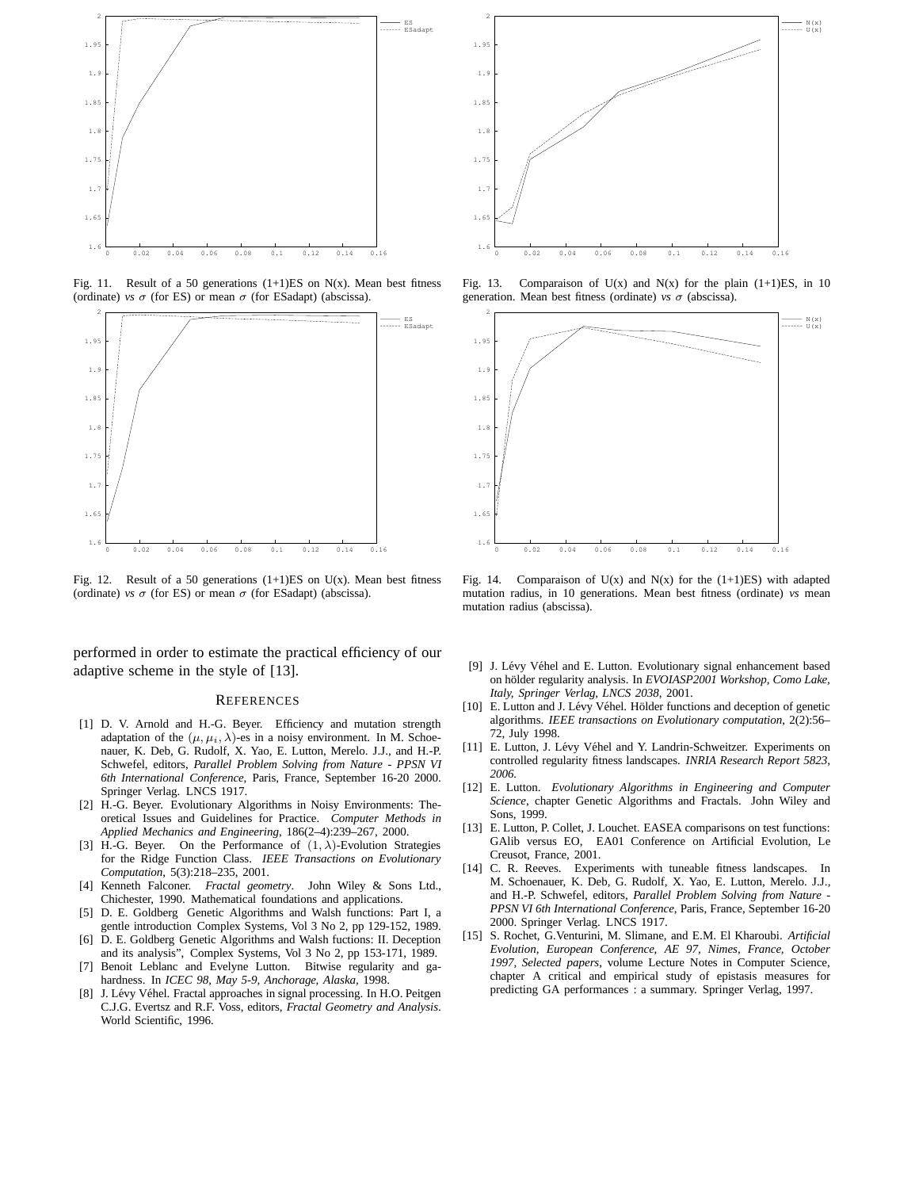2
1.95
1.9
1.85
1.8
1.75
1.7
1.65
1.6
0 0.02 0.04 0.06 0.08 0.1 0.12 0.14 0.16
ES
ESadapt

Fig. 11. Result of a 50 generations (1+1)ES on N(x). Mean best fitness (ordinate) *vs* $\sigma$ (for ES) or mean $\sigma$ (for ESadapt) (abscissa).

2
1.95
1.9
1.85
1.8
1.75
1.7
1.65
1.6
0 0.02 0.04 0.06 0.08 0.1 0.12 0.14 0.16
ES
ESadapt

Fig. 12. Result of a 50 generations (1+1)ES on U(x). Mean best fitness (ordinate) *vs* $\sigma$ (for ES) or mean $\sigma$ (for ESadapt) (abscissa).

2
1.95
1.9
1.85
1.8
1.75
1.7
1.65
1.6
0 0.02 0.04 0.06 0.08 0.1 0.12 0.14 0.16
N(x)
U(x)

Fig. 13. Comparaison of U(x) and N(x) for the plain (1+1)ES, in 10 generation. Mean best fitness (ordinate) *vs* $\sigma$ (abscissa).

2
1.95
1.9
1.85
1.8
1.75
1.7
1.65
1.6
0 0.02 0.04 0.06 0.08 0.1 0.12 0.14 0.16
N(x)
U(x)

Fig. 14. Comparaison of U(x) and N(x) for the (1+1)ES) with adapted mutation radius, in 10 generations. Mean best fitness (ordinate) *vs* mean mutation radius (abscissa).

performed in order to estimate the practical efficiency of our adaptive scheme in the style of [13].

## References

[1] D. V. Arnold and H.-G. Beyer. Efficiency and mutation strength adaptation of the $(\mu, \mu_i, \lambda)$-es in a noisy environment. In M. Schoenauer, K. Deb, G. Rudolf, X. Yao, E. Lutton, Merelo. J.J., and H.-P. Schwefel, editors, *Parallel Problem Solving from Nature - PPSN VI 6th International Conference*, Paris, France, September 16-20 2000. Springer Verlag. LNCS 1917.

[2] H.-G. Beyer. Evolutionary Algorithms in Noisy Environments: Theoretical Issues and Guidelines for Practice. *Computer Methods in Applied Mechanics and Engineering*, 186(2–4):239–267, 2000.

[3] H.-G. Beyer. On the Performance of $(1, \lambda)$-Evolution Strategies for the Ridge Function Class. *IEEE Transactions on Evolutionary Computation*, 5(3):218–235, 2001.

[4] Kenneth Falconer. *Fractal geometry*. John Wiley & Sons Ltd., Chichester, 1990. Mathematical foundations and applications.

[5] D. E. Goldberg Genetic Algorithms and Walsh functions: Part I, a gentle introduction Complex Systems, Vol 3 No 2, pp 129-152, 1989.

[6] D. E. Goldberg Genetic Algorithms and Walsh fuctions: II. Deception and its analysis", Complex Systems, Vol 3 No 2, pp 153-171, 1989.

[7] Benoit Leblanc and Evelyne Lutton. Bitwise regularity and gahardness. In *ICEC 98, May 5-9, Anchorage, Alaska*, 1998.

[8] J. Lévy Véhel. Fractal approaches in signal processing. In H.O. Peitgen C.J.G. Evertsz and R.F. Voss, editors, *Fractal Geometry and Analysis*. World Scientific, 1996.

[9] J. Lévy Véhel and E. Lutton. Evolutionary signal enhancement based on hölder regularity analysis. In *EVOIASP2001 Workshop, Como Lake, Italy, Springer Verlag, LNCS 2038*, 2001.

[10] E. Lutton and J. Lévy Véhel. Hölder functions and deception of genetic algorithms. *IEEE transactions on Evolutionary computation*, 2(2):56–72, July 1998.

[11] E. Lutton, J. Lévy Véhel and Y. Landrin-Schweitzer. Experiments on controlled regularity fitness landscapes. *INRIA Research Report 5823, 2006.*

[12] E. Lutton. *Evolutionary Algorithms in Engineering and Computer Science*, chapter Genetic Algorithms and Fractals. John Wiley and Sons, 1999.

[13] E. Lutton, P. Collet, J. Louchet. EASEA comparisons on test functions: GAlib versus EO, EA01 Conference on Artificial Evolution, Le Creusot, France, 2001.

[14] C. R. Reeves. Experiments with tuneable fitness landscapes. In M. Schoenauer, K. Deb, G. Rudolf, X. Yao, E. Lutton, Merelo. J.J., and H.-P. Schwefel, editors, *Parallel Problem Solving from Nature - PPSN VI 6th International Conference*, Paris, France, September 16-20 2000. Springer Verlag. LNCS 1917.

[15] S. Rochet, G.Venturini, M. Slimane, and E.M. El Kharoubi. *Artificial Evolution, European Conference, AE 97, Nimes, France, October 1997, Selected papers*, volume Lecture Notes in Computer Science, chapter A critical and empirical study of epistasis measures for predicting GA performances : a summary. Springer Verlag, 1997.